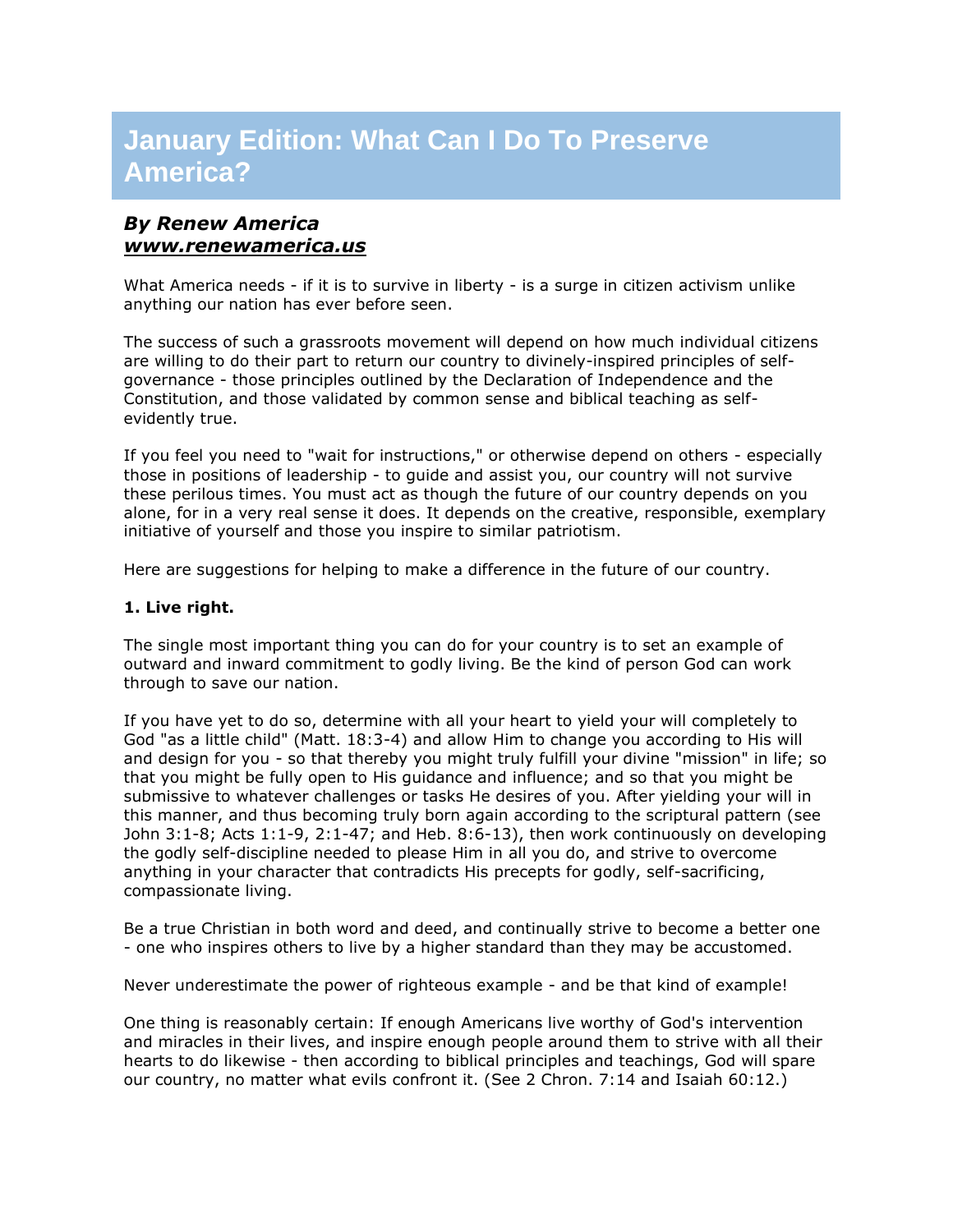# January Edition: What Can I Do To Preserve America?

### ***By Renew America***
### ***www.renewamerica.us***

What America needs - if it is to survive in liberty - is a surge in citizen activism unlike anything our nation has ever before seen.

The success of such a grassroots movement will depend on how much individual citizens are willing to do their part to return our country to divinely-inspired principles of self-governance - those principles outlined by the Declaration of Independence and the Constitution, and those validated by common sense and biblical teaching as self-evidently true.

If you feel you need to "wait for instructions," or otherwise depend on others - especially those in positions of leadership - to guide and assist you, our country will not survive these perilous times. You must act as though the future of our country depends on you alone, for in a very real sense it does. It depends on the creative, responsible, exemplary initiative of yourself and those you inspire to similar patriotism.

Here are suggestions for helping to make a difference in the future of our country.

**1. Live right.**

The single most important thing you can do for your country is to set an example of outward and inward commitment to godly living. Be the kind of person God can work through to save our nation.

If you have yet to do so, determine with all your heart to yield your will completely to God "as a little child" (Matt. 18:3-4) and allow Him to change you according to His will and design for you - so that thereby you might truly fulfill your divine "mission" in life; so that you might be fully open to His guidance and influence; and so that you might be submissive to whatever challenges or tasks He desires of you. After yielding your will in this manner, and thus becoming truly born again according to the scriptural pattern (see John 3:1-8; Acts 1:1-9, 2:1-47; and Heb. 8:6-13), then work continuously on developing the godly self-discipline needed to please Him in all you do, and strive to overcome anything in your character that contradicts His precepts for godly, self-sacrificing, compassionate living.

Be a true Christian in both word and deed, and continually strive to become a better one - one who inspires others to live by a higher standard than they may be accustomed.

Never underestimate the power of righteous example - and be that kind of example!

One thing is reasonably certain: If enough Americans live worthy of God's intervention and miracles in their lives, and inspire enough people around them to strive with all their hearts to do likewise - then according to biblical principles and teachings, God will spare our country, no matter what evils confront it. (See 2 Chron. 7:14 and Isaiah 60:12.)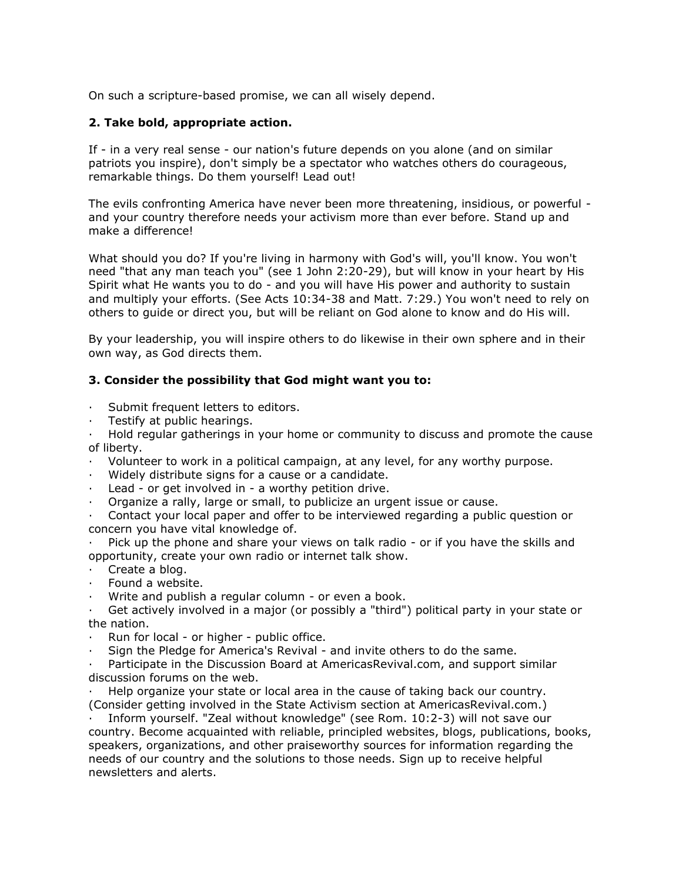On such a scripture-based promise, we can all wisely depend.

### 2. Take bold, appropriate action.

If - in a very real sense - our nation's future depends on you alone (and on similar patriots you inspire), don't simply be a spectator who watches others do courageous, remarkable things. Do them yourself! Lead out!

The evils confronting America have never been more threatening, insidious, or powerful - and your country therefore needs your activism more than ever before. Stand up and make a difference!

What should you do? If you're living in harmony with God's will, you'll know. You won't need "that any man teach you" (see 1 John 2:20-29), but will know in your heart by His Spirit what He wants you to do - and you will have His power and authority to sustain and multiply your efforts. (See Acts 10:34-38 and Matt. 7:29.) You won't need to rely on others to guide or direct you, but will be reliant on God alone to know and do His will.

By your leadership, you will inspire others to do likewise in their own sphere and in their own way, as God directs them.

### 3. Consider the possibility that God might want you to:

- Submit frequent letters to editors.
- Testify at public hearings.
- Hold regular gatherings in your home or community to discuss and promote the cause of liberty.
- Volunteer to work in a political campaign, at any level, for any worthy purpose.
- Widely distribute signs for a cause or a candidate.
- Lead - or get involved in - a worthy petition drive.
- Organize a rally, large or small, to publicize an urgent issue or cause.
- Contact your local paper and offer to be interviewed regarding a public question or concern you have vital knowledge of.
- Pick up the phone and share your views on talk radio - or if you have the skills and opportunity, create your own radio or internet talk show.
- Create a blog.
- Found a website.
- Write and publish a regular column - or even a book.
- Get actively involved in a major (or possibly a "third") political party in your state or the nation.
- Run for local - or higher - public office.
- Sign the Pledge for America's Revival - and invite others to do the same.
- Participate in the Discussion Board at AmericasRevival.com, and support similar discussion forums on the web.
- Help organize your state or local area in the cause of taking back our country. (Consider getting involved in the State Activism section at AmericasRevival.com.)
- Inform yourself. "Zeal without knowledge" (see Rom. 10:2-3) will not save our country. Become acquainted with reliable, principled websites, blogs, publications, books, speakers, organizations, and other praiseworthy sources for information regarding the needs of our country and the solutions to those needs. Sign up to receive helpful newsletters and alerts.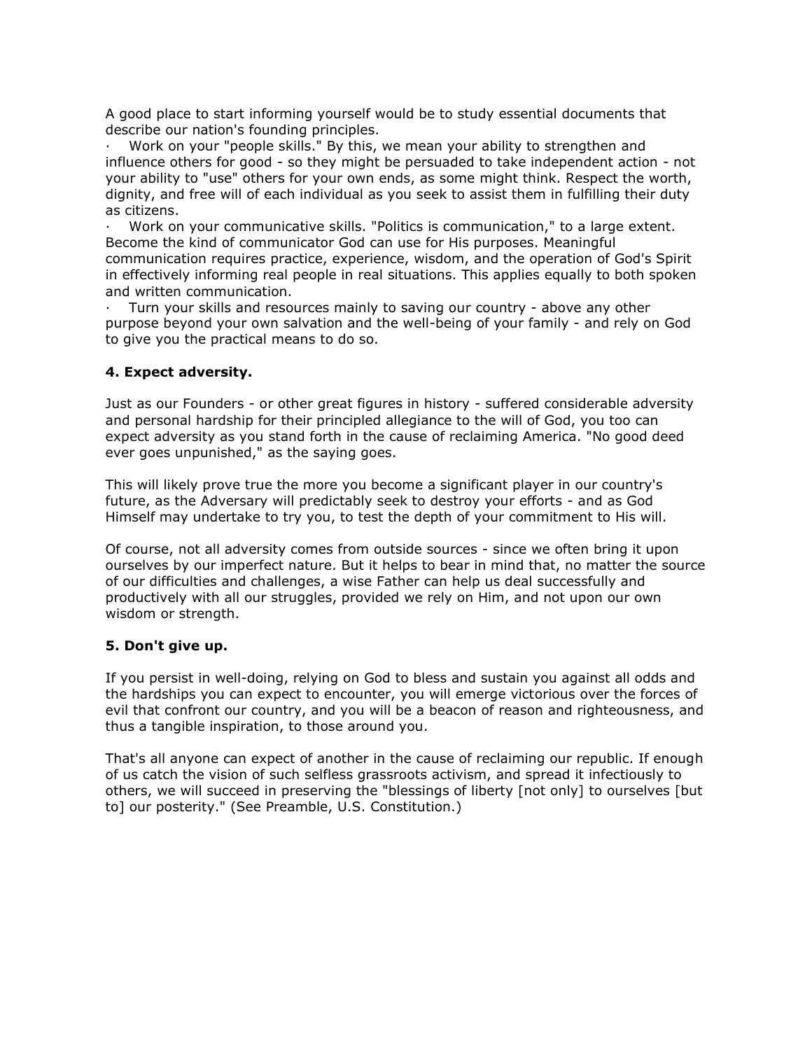A good place to start informing yourself would be to study essential documents that describe our nation's founding principles.

- Work on your "people skills." By this, we mean your ability to strengthen and influence others for good - so they might be persuaded to take independent action - not your ability to "use" others for your own ends, as some might think. Respect the worth, dignity, and free will of each individual as you seek to assist them in fulfilling their duty as citizens.
- Work on your communicative skills. "Politics is communication," to a large extent. Become the kind of communicator God can use for His purposes. Meaningful communication requires practice, experience, wisdom, and the operation of God's Spirit in effectively informing real people in real situations. This applies equally to both spoken and written communication.
- Turn your skills and resources mainly to saving our country - above any other purpose beyond your own salvation and the well-being of your family - and rely on God to give you the practical means to do so.

**4. Expect adversity.**

Just as our Founders - or other great figures in history - suffered considerable adversity and personal hardship for their principled allegiance to the will of God, you too can expect adversity as you stand forth in the cause of reclaiming America. "No good deed ever goes unpunished," as the saying goes.

This will likely prove true the more you become a significant player in our country's future, as the Adversary will predictably seek to destroy your efforts - and as God Himself may undertake to try you, to test the depth of your commitment to His will.

Of course, not all adversity comes from outside sources - since we often bring it upon ourselves by our imperfect nature. But it helps to bear in mind that, no matter the source of our difficulties and challenges, a wise Father can help us deal successfully and productively with all our struggles, provided we rely on Him, and not upon our own wisdom or strength.

**5. Don't give up.**

If you persist in well-doing, relying on God to bless and sustain you against all odds and the hardships you can expect to encounter, you will emerge victorious over the forces of evil that confront our country, and you will be a beacon of reason and righteousness, and thus a tangible inspiration, to those around you.

That's all anyone can expect of another in the cause of reclaiming our republic. If enough of us catch the vision of such selfless grassroots activism, and spread it infectiously to others, we will succeed in preserving the "blessings of liberty [not only] to ourselves [but to] our posterity." (See Preamble, U.S. Constitution.)